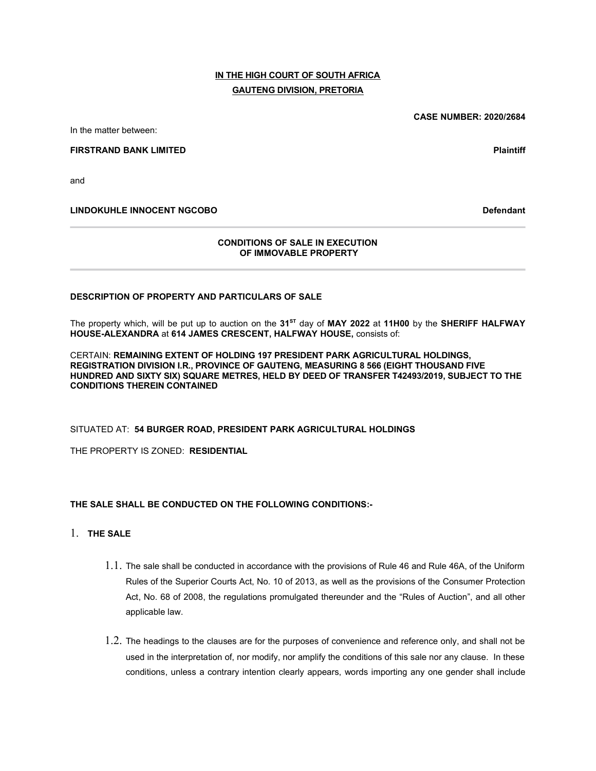**IN THE HIGH COURT OF SOUTH AFRICA**
**GAUTENG DIVISION, PRETORIA**

**CASE NUMBER: 2020/2684**

In the matter between:

**FIRSTRAND BANK LIMITED** **Plaintiff**

and

**LINDOKUHLE INNOCENT NGCOBO** **Defendant**

---

**CONDITIONS OF SALE IN EXECUTION OF IMMOVABLE PROPERTY**

---

**DESCRIPTION OF PROPERTY AND PARTICULARS OF SALE**

The property which, will be put up to auction on the **31ST** day of **MAY 2022** at **11H00** by the **SHERIFF HALFWAY HOUSE-ALEXANDRA** at **614 JAMES CRESCENT, HALFWAY HOUSE,** consists of:

CERTAIN: **REMAINING EXTENT OF HOLDING 197 PRESIDENT PARK AGRICULTURAL HOLDINGS, REGISTRATION DIVISION I.R., PROVINCE OF GAUTENG, MEASURING 8 566 (EIGHT THOUSAND FIVE HUNDRED AND SIXTY SIX) SQUARE METRES, HELD BY DEED OF TRANSFER T42493/2019, SUBJECT TO THE CONDITIONS THEREIN CONTAINED**

SITUATED AT: **54 BURGER ROAD, PRESIDENT PARK AGRICULTURAL HOLDINGS**

THE PROPERTY IS ZONED: **RESIDENTIAL**

**THE SALE SHALL BE CONDUCTED ON THE FOLLOWING CONDITIONS:-**

1. **THE SALE**

    1.1. The sale shall be conducted in accordance with the provisions of Rule 46 and Rule 46A, of the Uniform Rules of the Superior Courts Act, No. 10 of 2013, as well as the provisions of the Consumer Protection Act, No. 68 of 2008, the regulations promulgated thereunder and the "Rules of Auction", and all other applicable law.

    1.2. The headings to the clauses are for the purposes of convenience and reference only, and shall not be used in the interpretation of, nor modify, nor amplify the conditions of this sale nor any clause. In these conditions, unless a contrary intention clearly appears, words importing any one gender shall include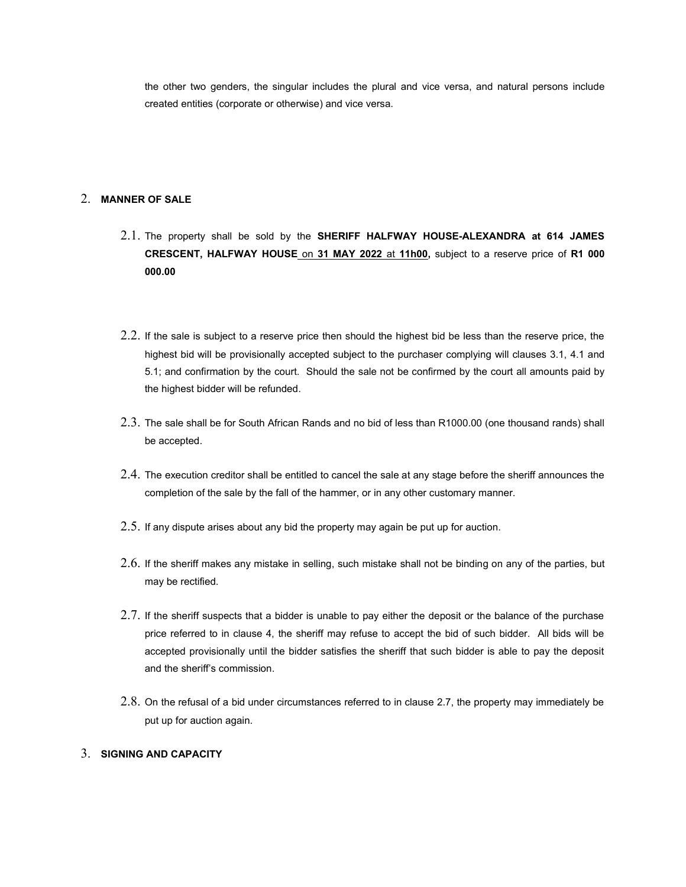the other two genders, the singular includes the plural and vice versa, and natural persons include created entities (corporate or otherwise) and vice versa.

## 2. MANNER OF SALE

2.1. The property shall be sold by the **SHERIFF HALFWAY HOUSE-ALEXANDRA at 614 JAMES CRESCENT, HALFWAY HOUSE** on **31 MAY 2022** at **11h00,** subject to a reserve price of **R1 000 000.00**

2.2. If the sale is subject to a reserve price then should the highest bid be less than the reserve price, the highest bid will be provisionally accepted subject to the purchaser complying will clauses 3.1, 4.1 and 5.1; and confirmation by the court. Should the sale not be confirmed by the court all amounts paid by the highest bidder will be refunded.

2.3. The sale shall be for South African Rands and no bid of less than R1000.00 (one thousand rands) shall be accepted.

2.4. The execution creditor shall be entitled to cancel the sale at any stage before the sheriff announces the completion of the sale by the fall of the hammer, or in any other customary manner.

2.5. If any dispute arises about any bid the property may again be put up for auction.

2.6. If the sheriff makes any mistake in selling, such mistake shall not be binding on any of the parties, but may be rectified.

2.7. If the sheriff suspects that a bidder is unable to pay either the deposit or the balance of the purchase price referred to in clause 4, the sheriff may refuse to accept the bid of such bidder. All bids will be accepted provisionally until the bidder satisfies the sheriff that such bidder is able to pay the deposit and the sheriff's commission.

2.8. On the refusal of a bid under circumstances referred to in clause 2.7, the property may immediately be put up for auction again.

## 3. SIGNING AND CAPACITY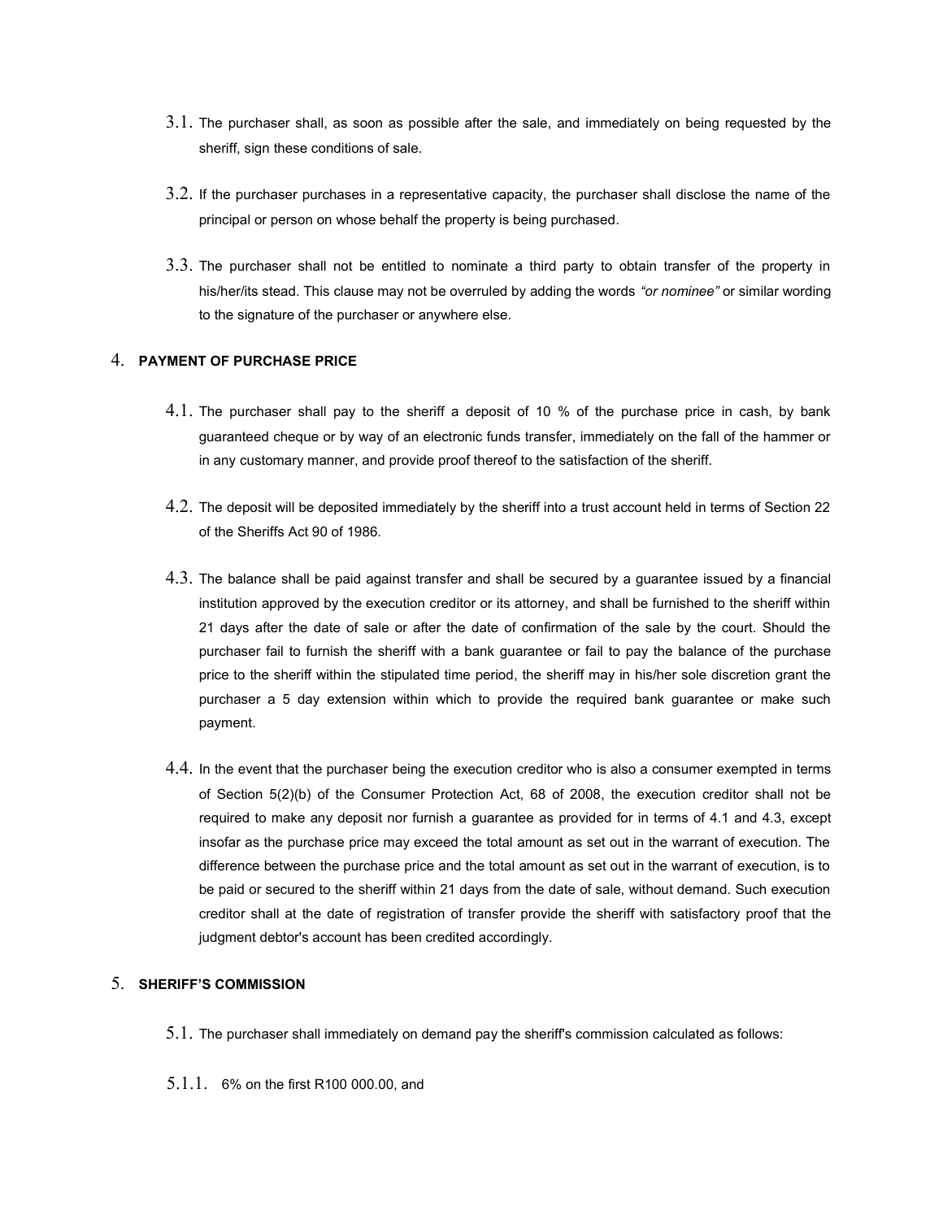3.1. The purchaser shall, as soon as possible after the sale, and immediately on being requested by the sheriff, sign these conditions of sale.

3.2. If the purchaser purchases in a representative capacity, the purchaser shall disclose the name of the principal or person on whose behalf the property is being purchased.

3.3. The purchaser shall not be entitled to nominate a third party to obtain transfer of the property in his/her/its stead. This clause may not be overruled by adding the words *"or nominee"* or similar wording to the signature of the purchaser or anywhere else.

## 4. PAYMENT OF PURCHASE PRICE

4.1. The purchaser shall pay to the sheriff a deposit of 10 % of the purchase price in cash, by bank guaranteed cheque or by way of an electronic funds transfer, immediately on the fall of the hammer or in any customary manner, and provide proof thereof to the satisfaction of the sheriff.

4.2. The deposit will be deposited immediately by the sheriff into a trust account held in terms of Section 22 of the Sheriffs Act 90 of 1986.

4.3. The balance shall be paid against transfer and shall be secured by a guarantee issued by a financial institution approved by the execution creditor or its attorney, and shall be furnished to the sheriff within 21 days after the date of sale or after the date of confirmation of the sale by the court. Should the purchaser fail to furnish the sheriff with a bank guarantee or fail to pay the balance of the purchase price to the sheriff within the stipulated time period, the sheriff may in his/her sole discretion grant the purchaser a 5 day extension within which to provide the required bank guarantee or make such payment.

4.4. In the event that the purchaser being the execution creditor who is also a consumer exempted in terms of Section 5(2)(b) of the Consumer Protection Act, 68 of 2008, the execution creditor shall not be required to make any deposit nor furnish a guarantee as provided for in terms of 4.1 and 4.3, except insofar as the purchase price may exceed the total amount as set out in the warrant of execution. The difference between the purchase price and the total amount as set out in the warrant of execution, is to be paid or secured to the sheriff within 21 days from the date of sale, without demand. Such execution creditor shall at the date of registration of transfer provide the sheriff with satisfactory proof that the judgment debtor's account has been credited accordingly.

## 5. SHERIFF'S COMMISSION

5.1. The purchaser shall immediately on demand pay the sheriff's commission calculated as follows:

5.1.1. 6% on the first R100 000.00, and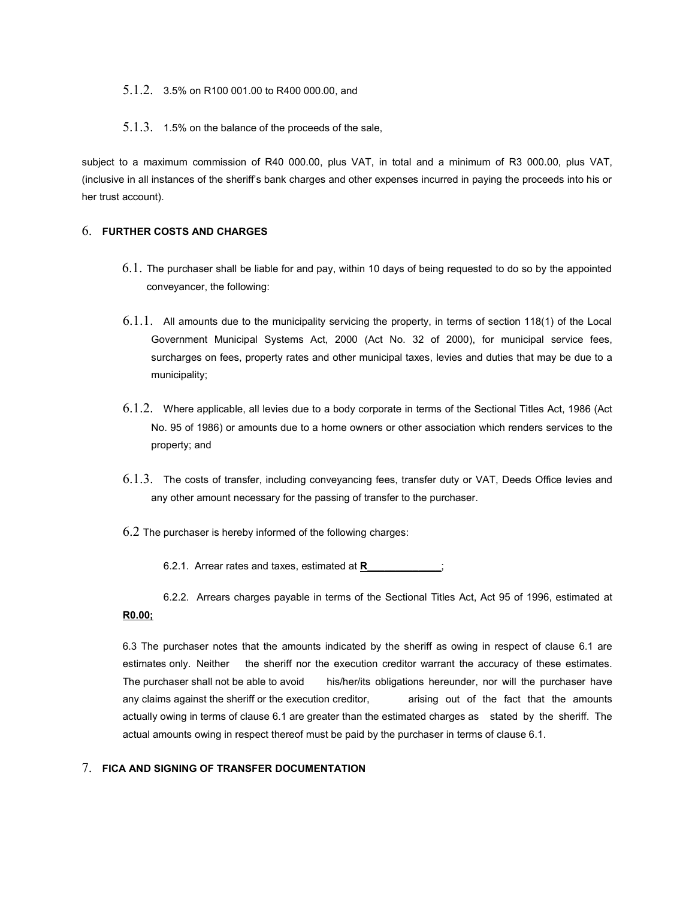5.1.2. 3.5% on R100 001.00 to R400 000.00, and

5.1.3. 1.5% on the balance of the proceeds of the sale,

subject to a maximum commission of R40 000.00, plus VAT, in total and a minimum of R3 000.00, plus VAT, (inclusive in all instances of the sheriff's bank charges and other expenses incurred in paying the proceeds into his or her trust account).

## 6. FURTHER COSTS AND CHARGES

6.1. The purchaser shall be liable for and pay, within 10 days of being requested to do so by the appointed conveyancer, the following:

6.1.1. All amounts due to the municipality servicing the property, in terms of section 118(1) of the Local Government Municipal Systems Act, 2000 (Act No. 32 of 2000), for municipal service fees, surcharges on fees, property rates and other municipal taxes, levies and duties that may be due to a municipality;

6.1.2. Where applicable, all levies due to a body corporate in terms of the Sectional Titles Act, 1986 (Act No. 95 of 1986) or amounts due to a home owners or other association which renders services to the property; and

6.1.3. The costs of transfer, including conveyancing fees, transfer duty or VAT, Deeds Office levies and any other amount necessary for the passing of transfer to the purchaser.

6.2 The purchaser is hereby informed of the following charges:

6.2.1. Arrear rates and taxes, estimated at **R_____________**;

6.2.2. Arrears charges payable in terms of the Sectional Titles Act, Act 95 of 1996, estimated at **R0.00;**

6.3 The purchaser notes that the amounts indicated by the sheriff as owing in respect of clause 6.1 are estimates only. Neither the sheriff nor the execution creditor warrant the accuracy of these estimates. The purchaser shall not be able to avoid his/her/its obligations hereunder, nor will the purchaser have any claims against the sheriff or the execution creditor, arising out of the fact that the amounts actually owing in terms of clause 6.1 are greater than the estimated charges as stated by the sheriff. The actual amounts owing in respect thereof must be paid by the purchaser in terms of clause 6.1.

## 7. FICA AND SIGNING OF TRANSFER DOCUMENTATION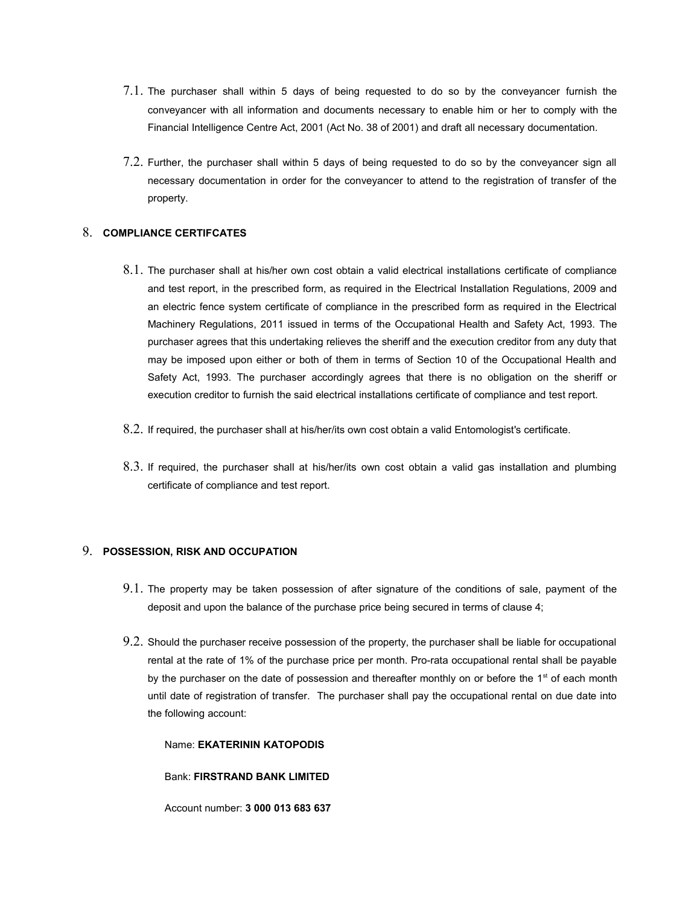7.1. The purchaser shall within 5 days of being requested to do so by the conveyancer furnish the conveyancer with all information and documents necessary to enable him or her to comply with the Financial Intelligence Centre Act, 2001 (Act No. 38 of 2001) and draft all necessary documentation.

7.2. Further, the purchaser shall within 5 days of being requested to do so by the conveyancer sign all necessary documentation in order for the conveyancer to attend to the registration of transfer of the property.

## 8. COMPLIANCE CERTIFCATES

8.1. The purchaser shall at his/her own cost obtain a valid electrical installations certificate of compliance and test report, in the prescribed form, as required in the Electrical Installation Regulations, 2009 and an electric fence system certificate of compliance in the prescribed form as required in the Electrical Machinery Regulations, 2011 issued in terms of the Occupational Health and Safety Act, 1993. The purchaser agrees that this undertaking relieves the sheriff and the execution creditor from any duty that may be imposed upon either or both of them in terms of Section 10 of the Occupational Health and Safety Act, 1993. The purchaser accordingly agrees that there is no obligation on the sheriff or execution creditor to furnish the said electrical installations certificate of compliance and test report.

8.2. If required, the purchaser shall at his/her/its own cost obtain a valid Entomologist's certificate.

8.3. If required, the purchaser shall at his/her/its own cost obtain a valid gas installation and plumbing certificate of compliance and test report.

## 9. POSSESSION, RISK AND OCCUPATION

9.1. The property may be taken possession of after signature of the conditions of sale, payment of the deposit and upon the balance of the purchase price being secured in terms of clause 4;

9.2. Should the purchaser receive possession of the property, the purchaser shall be liable for occupational rental at the rate of 1% of the purchase price per month. Pro-rata occupational rental shall be payable by the purchaser on the date of possession and thereafter monthly on or before the 1st of each month until date of registration of transfer. The purchaser shall pay the occupational rental on due date into the following account:

Name: **EKATERININ KATOPODIS**

Bank: **FIRSTRAND BANK LIMITED**

Account number: **3 000 013 683 637**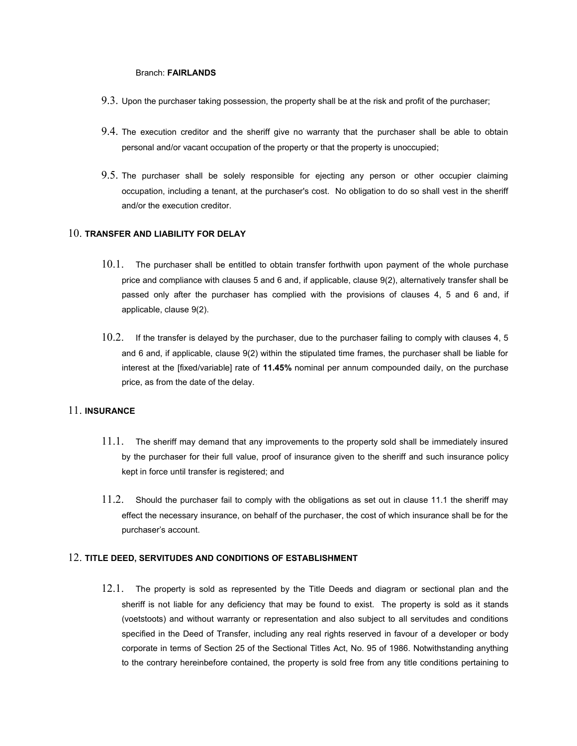Branch: **FAIRLANDS**

9.3. Upon the purchaser taking possession, the property shall be at the risk and profit of the purchaser;

9.4. The execution creditor and the sheriff give no warranty that the purchaser shall be able to obtain personal and/or vacant occupation of the property or that the property is unoccupied;

9.5. The purchaser shall be solely responsible for ejecting any person or other occupier claiming occupation, including a tenant, at the purchaser's cost. No obligation to do so shall vest in the sheriff and/or the execution creditor.

## 10. TRANSFER AND LIABILITY FOR DELAY

10.1. The purchaser shall be entitled to obtain transfer forthwith upon payment of the whole purchase price and compliance with clauses 5 and 6 and, if applicable, clause 9(2), alternatively transfer shall be passed only after the purchaser has complied with the provisions of clauses 4, 5 and 6 and, if applicable, clause 9(2).

10.2. If the transfer is delayed by the purchaser, due to the purchaser failing to comply with clauses 4, 5 and 6 and, if applicable, clause 9(2) within the stipulated time frames, the purchaser shall be liable for interest at the [fixed/variable] rate of **11.45%** nominal per annum compounded daily, on the purchase price, as from the date of the delay.

## 11. INSURANCE

11.1. The sheriff may demand that any improvements to the property sold shall be immediately insured by the purchaser for their full value, proof of insurance given to the sheriff and such insurance policy kept in force until transfer is registered; and

11.2. Should the purchaser fail to comply with the obligations as set out in clause 11.1 the sheriff may effect the necessary insurance, on behalf of the purchaser, the cost of which insurance shall be for the purchaser's account.

## 12. TITLE DEED, SERVITUDES AND CONDITIONS OF ESTABLISHMENT

12.1. The property is sold as represented by the Title Deeds and diagram or sectional plan and the sheriff is not liable for any deficiency that may be found to exist. The property is sold as it stands (voetstoots) and without warranty or representation and also subject to all servitudes and conditions specified in the Deed of Transfer, including any real rights reserved in favour of a developer or body corporate in terms of Section 25 of the Sectional Titles Act, No. 95 of 1986. Notwithstanding anything to the contrary hereinbefore contained, the property is sold free from any title conditions pertaining to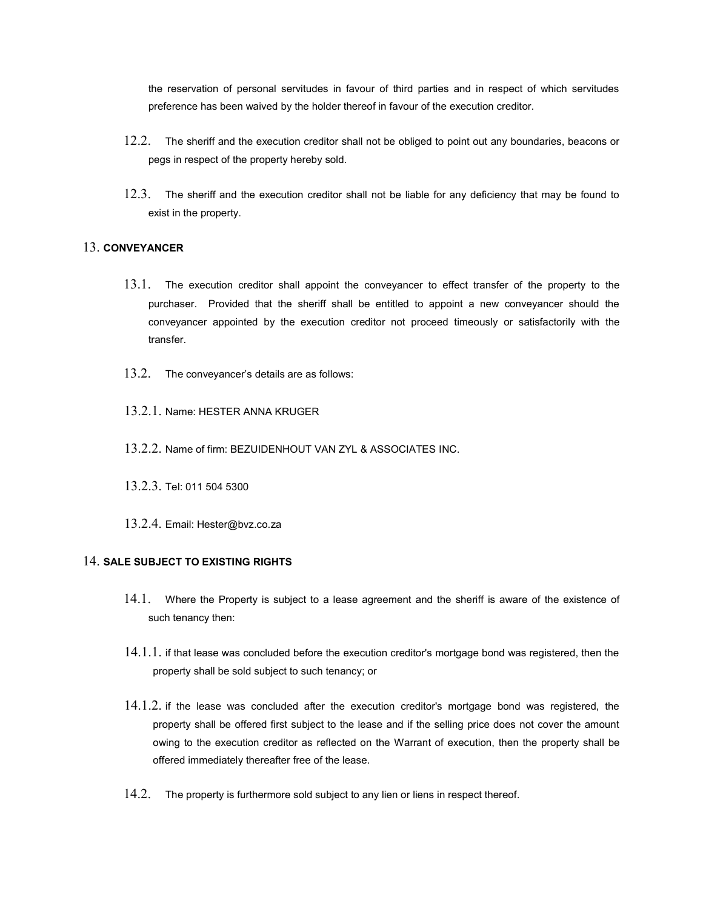the reservation of personal servitudes in favour of third parties and in respect of which servitudes preference has been waived by the holder thereof in favour of the execution creditor.

12.2. The sheriff and the execution creditor shall not be obliged to point out any boundaries, beacons or pegs in respect of the property hereby sold.

12.3. The sheriff and the execution creditor shall not be liable for any deficiency that may be found to exist in the property.

## 13. CONVEYANCER

13.1. The execution creditor shall appoint the conveyancer to effect transfer of the property to the purchaser. Provided that the sheriff shall be entitled to appoint a new conveyancer should the conveyancer appointed by the execution creditor not proceed timeously or satisfactorily with the transfer.

13.2. The conveyancer's details are as follows:

13.2.1. Name: HESTER ANNA KRUGER

13.2.2. Name of firm: BEZUIDENHOUT VAN ZYL & ASSOCIATES INC.

13.2.3. Tel: 011 504 5300

13.2.4. Email: Hester@bvz.co.za

## 14. SALE SUBJECT TO EXISTING RIGHTS

14.1. Where the Property is subject to a lease agreement and the sheriff is aware of the existence of such tenancy then:

14.1.1. if that lease was concluded before the execution creditor's mortgage bond was registered, then the property shall be sold subject to such tenancy; or

14.1.2. if the lease was concluded after the execution creditor's mortgage bond was registered, the property shall be offered first subject to the lease and if the selling price does not cover the amount owing to the execution creditor as reflected on the Warrant of execution, then the property shall be offered immediately thereafter free of the lease.

14.2. The property is furthermore sold subject to any lien or liens in respect thereof.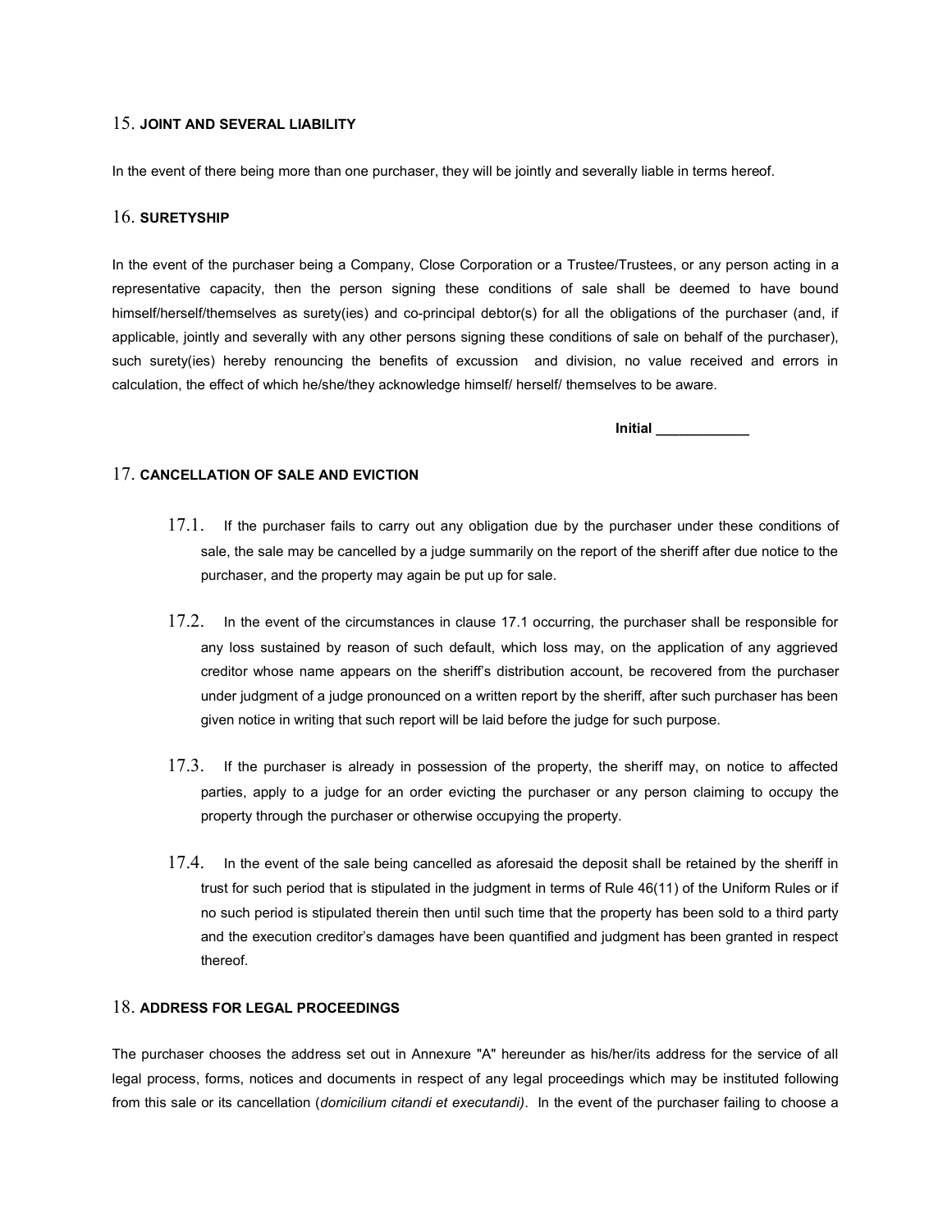## 15. JOINT AND SEVERAL LIABILITY

In the event of there being more than one purchaser, they will be jointly and severally liable in terms hereof.

## 16. SURETYSHIP

In the event of the purchaser being a Company, Close Corporation or a Trustee/Trustees, or any person acting in a representative capacity, then the person signing these conditions of sale shall be deemed to have bound himself/herself/themselves as surety(ies) and co-principal debtor(s) for all the obligations of the purchaser (and, if applicable, jointly and severally with any other persons signing these conditions of sale on behalf of the purchaser), such surety(ies) hereby renouncing the benefits of excussion and division, no value received and errors in calculation, the effect of which he/she/they acknowledge himself/ herself/ themselves to be aware.

**Initial ____________**

## 17. CANCELLATION OF SALE AND EVICTION

17.1. If the purchaser fails to carry out any obligation due by the purchaser under these conditions of sale, the sale may be cancelled by a judge summarily on the report of the sheriff after due notice to the purchaser, and the property may again be put up for sale.

17.2. In the event of the circumstances in clause 17.1 occurring, the purchaser shall be responsible for any loss sustained by reason of such default, which loss may, on the application of any aggrieved creditor whose name appears on the sheriff's distribution account, be recovered from the purchaser under judgment of a judge pronounced on a written report by the sheriff, after such purchaser has been given notice in writing that such report will be laid before the judge for such purpose.

17.3. If the purchaser is already in possession of the property, the sheriff may, on notice to affected parties, apply to a judge for an order evicting the purchaser or any person claiming to occupy the property through the purchaser or otherwise occupying the property.

17.4. In the event of the sale being cancelled as aforesaid the deposit shall be retained by the sheriff in trust for such period that is stipulated in the judgment in terms of Rule 46(11) of the Uniform Rules or if no such period is stipulated therein then until such time that the property has been sold to a third party and the execution creditor's damages have been quantified and judgment has been granted in respect thereof.

## 18. ADDRESS FOR LEGAL PROCEEDINGS

The purchaser chooses the address set out in Annexure "A" hereunder as his/her/its address for the service of all legal process, forms, notices and documents in respect of any legal proceedings which may be instituted following from this sale or its cancellation (*domicilium citandi et executandi)*. In the event of the purchaser failing to choose a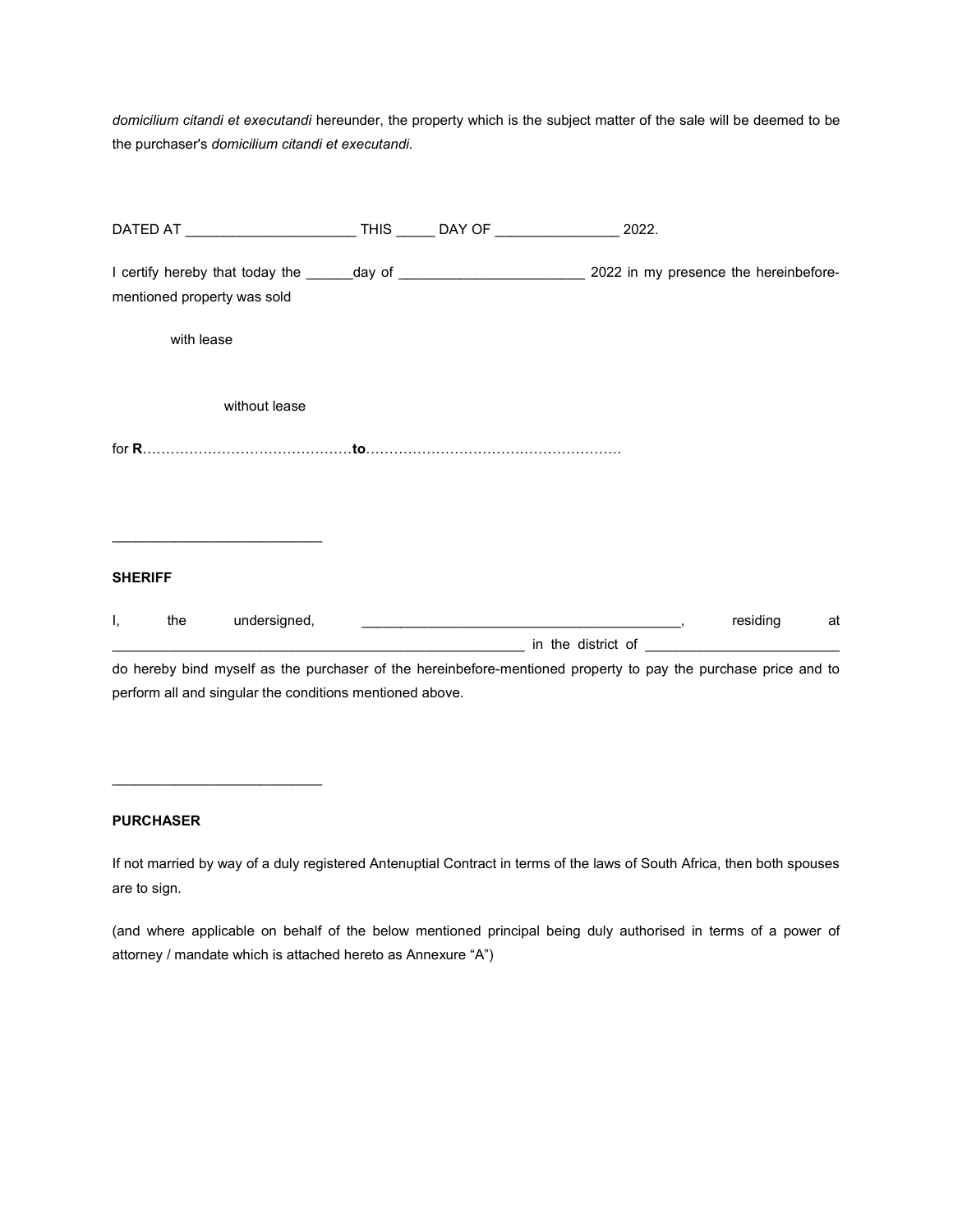*domicilium citandi et executandi* hereunder, the property which is the subject matter of the sale will be deemed to be the purchaser's *domicilium citandi et executandi*.

DATED AT ______________________ THIS _____ DAY OF ________________ 2022.

I certify hereby that today the ______day of ________________________ 2022 in my presence the hereinbefore-mentioned property was sold

with lease

without lease

for **R**………………………………………**to**………………………………………………

___________________________

**SHERIFF**

I, the undersigned, __________________________________________, residing at ______________________________________________________ in the district of _________________________ do hereby bind myself as the purchaser of the hereinbefore-mentioned property to pay the purchase price and to perform all and singular the conditions mentioned above.

___________________________

**PURCHASER**

If not married by way of a duly registered Antenuptial Contract in terms of the laws of South Africa, then both spouses are to sign.

(and where applicable on behalf of the below mentioned principal being duly authorised in terms of a power of attorney / mandate which is attached hereto as Annexure "A")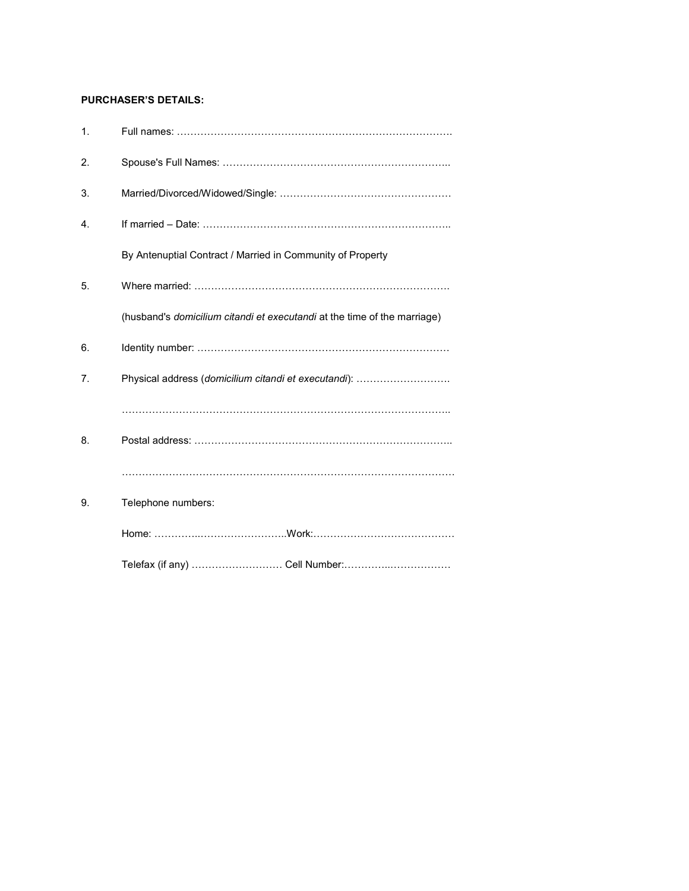**PURCHASER'S DETAILS:**

1. Full names: ……………………………………………………………………….

2. Spouse's Full Names: …………………………………………………………..

3. Married/Divorced/Widowed/Single: ……………………………………………

4. If married – Date: ………………………………………………………………..

   By Antenuptial Contract / Married in Community of Property

5. Where married: ………………………………………………………………….

   (husband's *domicilium citandi et executandi* at the time of the marriage)

6. Identity number: …………………………………………………………………

7. Physical address (*domicilium citandi et executandi*): ……………………….

   ……………………………………………………………………………………..

8. Postal address: …………………………………………………………………..

   ………………………………………………………………………………………

9. Telephone numbers:

   Home: …………..……………………..Work:……………………………………

   Telefax (if any) ……………………… Cell Number:…………..………………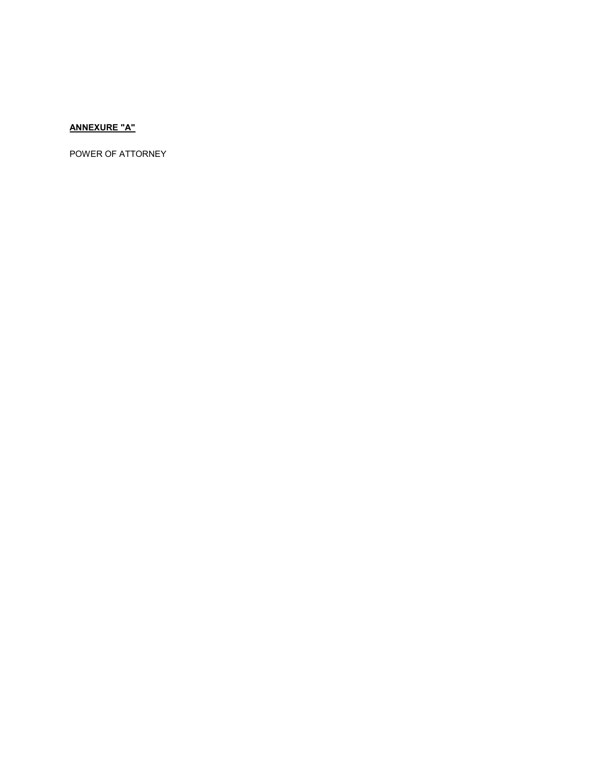**ANNEXURE "A"**

POWER OF ATTORNEY